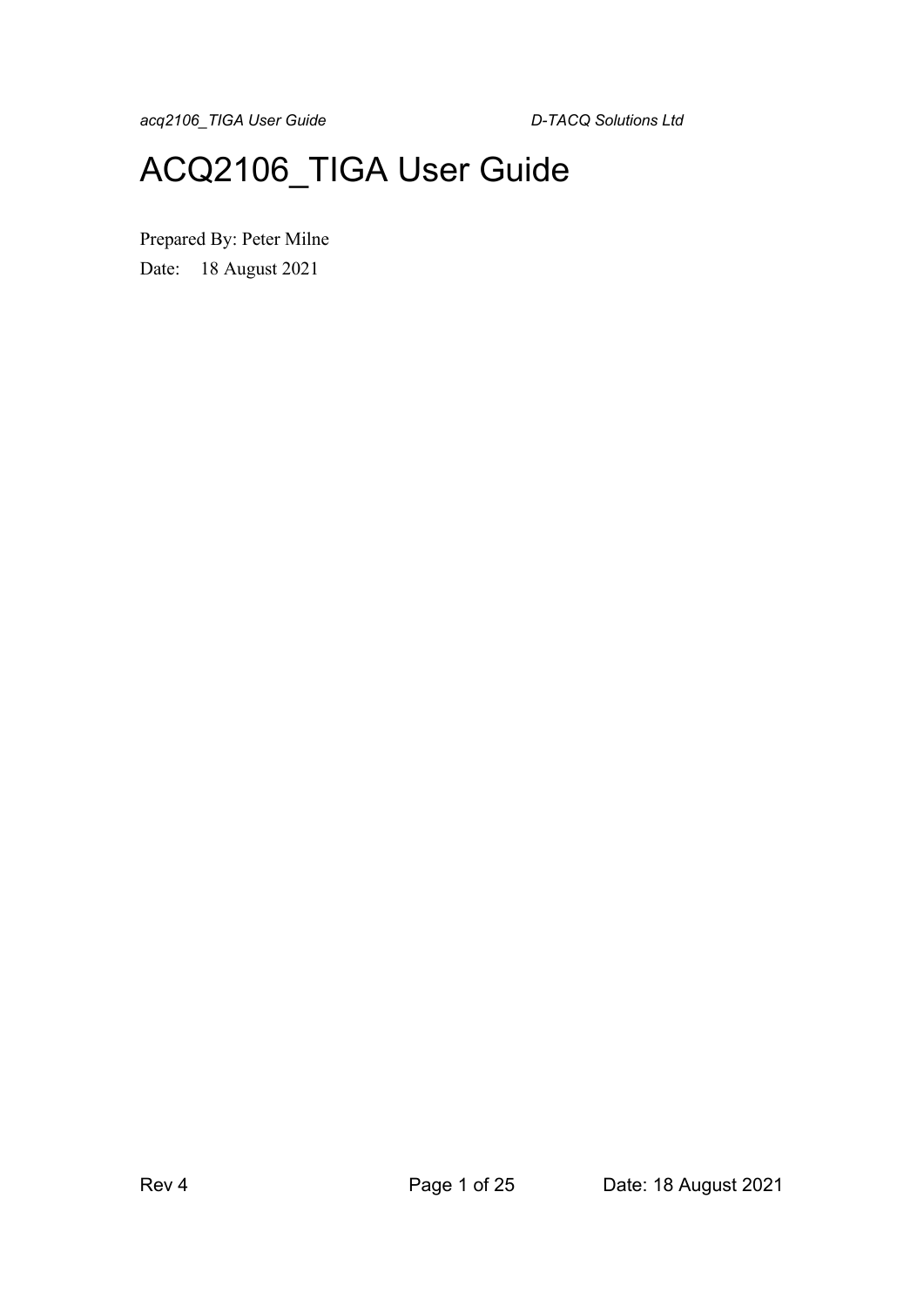# ACQ2106_TIGA User Guide

Prepared By: Peter Milne

Date: 18 August 2021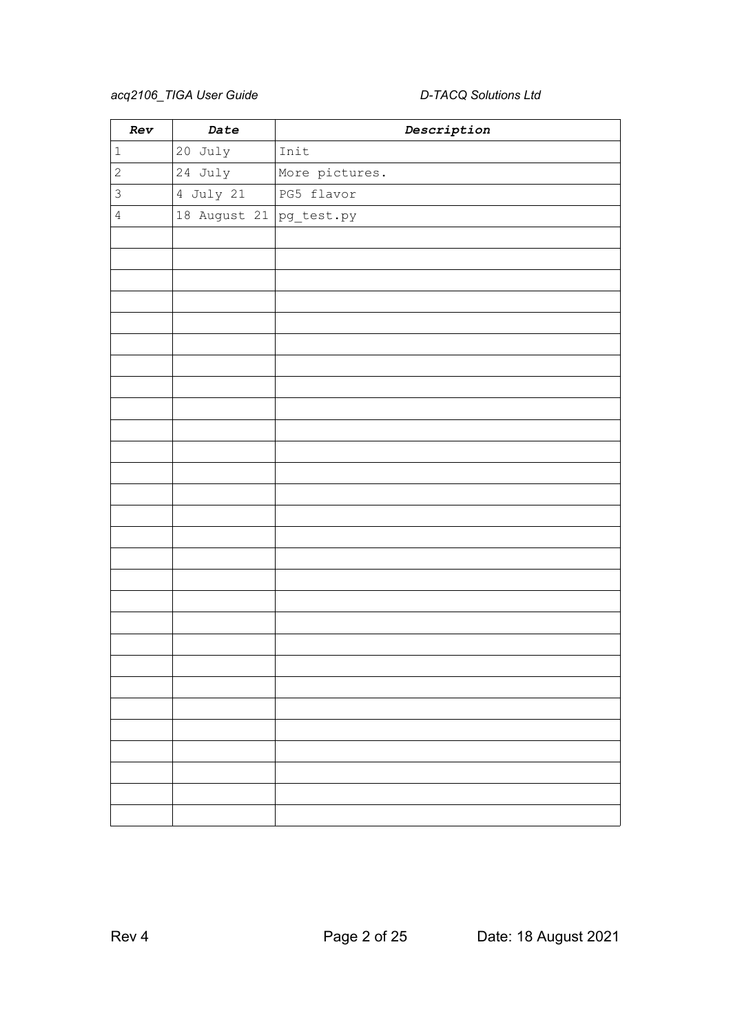| Rev | Date | Description |
| --- | --- | --- |
| 1 | 20 July | Init |
| 2 | 24 July | More pictures. |
| 3 | 4 July 21 | PG5 flavor |
| 4 | 18 August 21 | pg_test.py |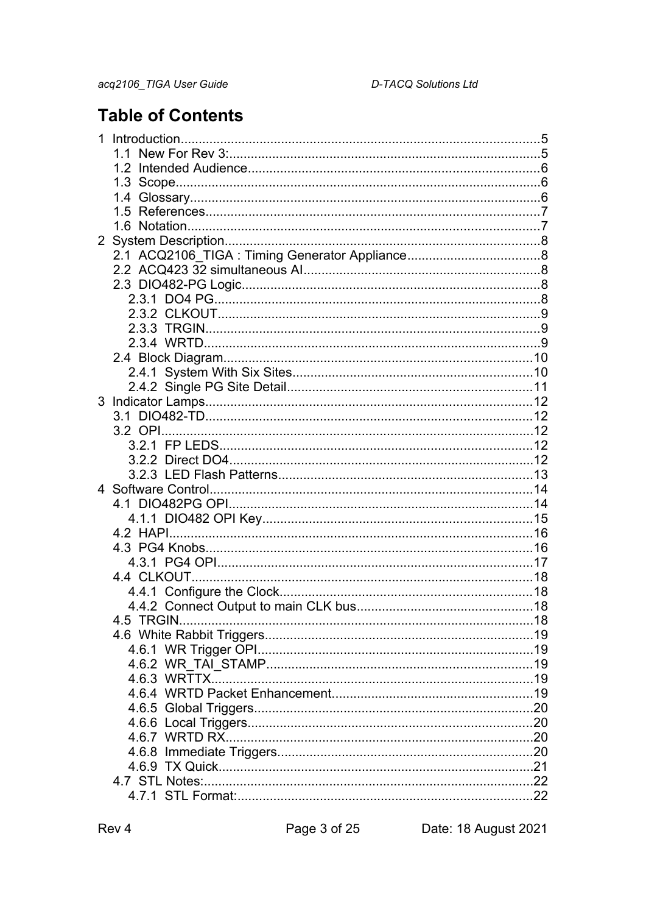# Table of Contents

- 1 Introduction....5
  - 1.1 New For Rev 3:....5
  - 1.2 Intended Audience....6
  - 1.3 Scope....6
  - 1.4 Glossary....6
  - 1.5 References....7
  - 1.6 Notation....7
- 2 System Description....8
  - 2.1 ACQ2106_TIGA : Timing Generator Appliance....8
  - 2.2 ACQ423 32 simultaneous AI....8
  - 2.3 DIO482-PG Logic....8
    - 2.3.1 DO4 PG....8
    - 2.3.2 CLKOUT....9
    - 2.3.3 TRGIN....9
    - 2.3.4 WRTD....9
  - 2.4 Block Diagram....10
    - 2.4.1 System With Six Sites....10
    - 2.4.2 Single PG Site Detail....11
- 3 Indicator Lamps....12
  - 3.1 DIO482-TD....12
  - 3.2 OPI....12
    - 3.2.1 FP LEDS....12
    - 3.2.2 Direct DO4....12
    - 3.2.3 LED Flash Patterns....13
- 4 Software Control....14
  - 4.1 DIO482PG OPI....14
    - 4.1.1 DIO482 OPI Key....15
  - 4.2 HAPI....16
  - 4.3 PG4 Knobs....16
    - 4.3.1 PG4 OPI....17
  - 4.4 CLKOUT....18
    - 4.4.1 Configure the Clock....18
    - 4.4.2 Connect Output to main CLK bus....18
  - 4.5 TRGIN....18
  - 4.6 White Rabbit Triggers....19
    - 4.6.1 WR Trigger OPI....19
    - 4.6.2 WR_TAI_STAMP....19
    - 4.6.3 WRTTX....19
    - 4.6.4 WRTD Packet Enhancement....19
    - 4.6.5 Global Triggers....20
    - 4.6.6 Local Triggers....20
    - 4.6.7 WRTD RX....20
    - 4.6.8 Immediate Triggers....20
    - 4.6.9 TX Quick....21
  - 4.7 STL Notes:....22
    - 4.7.1 STL Format:....22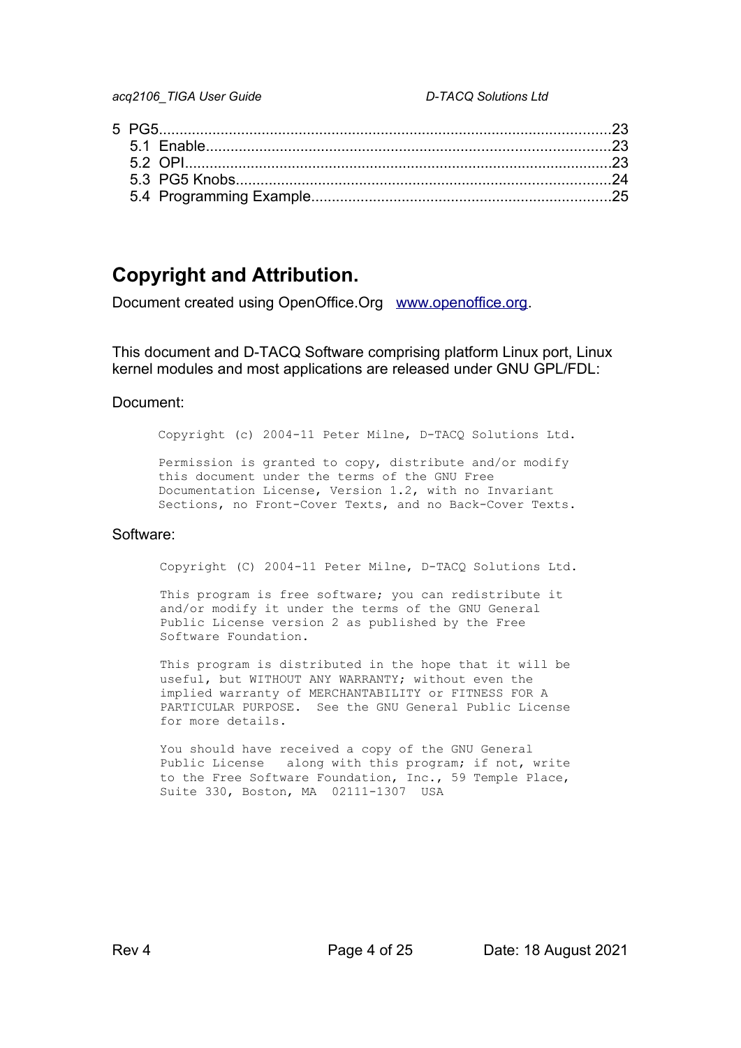5 PG5....................................................................................................23
  5.1 Enable.............................................................................................23
  5.2 OPI..................................................................................................23
  5.3 PG5 Knobs.......................................................................................24
  5.4 Programming Example.......................................................................25

## Copyright and Attribution.

Document created using OpenOffice.Org [www.openoffice.org](http://www.openoffice.org).

This document and D-TACQ Software comprising platform Linux port, Linux kernel modules and most applications are released under GNU GPL/FDL:

Document:

```
Copyright (c) 2004-11 Peter Milne, D-TACQ Solutions Ltd.

Permission is granted to copy, distribute and/or modify
this document under the terms of the GNU Free
Documentation License, Version 1.2, with no Invariant
Sections, no Front-Cover Texts, and no Back-Cover Texts.
```

Software:

```
Copyright (C) 2004-11 Peter Milne, D-TACQ Solutions Ltd.

This program is free software; you can redistribute it
and/or modify it under the terms of the GNU General
Public License version 2 as published by the Free
Software Foundation.

This program is distributed in the hope that it will be
useful, but WITHOUT ANY WARRANTY; without even the
implied warranty of MERCHANTABILITY or FITNESS FOR A
PARTICULAR PURPOSE.  See the GNU General Public License
for more details.

You should have received a copy of the GNU General
Public License   along with this program; if not, write
to the Free Software Foundation, Inc., 59 Temple Place,
Suite 330, Boston, MA  02111-1307  USA
```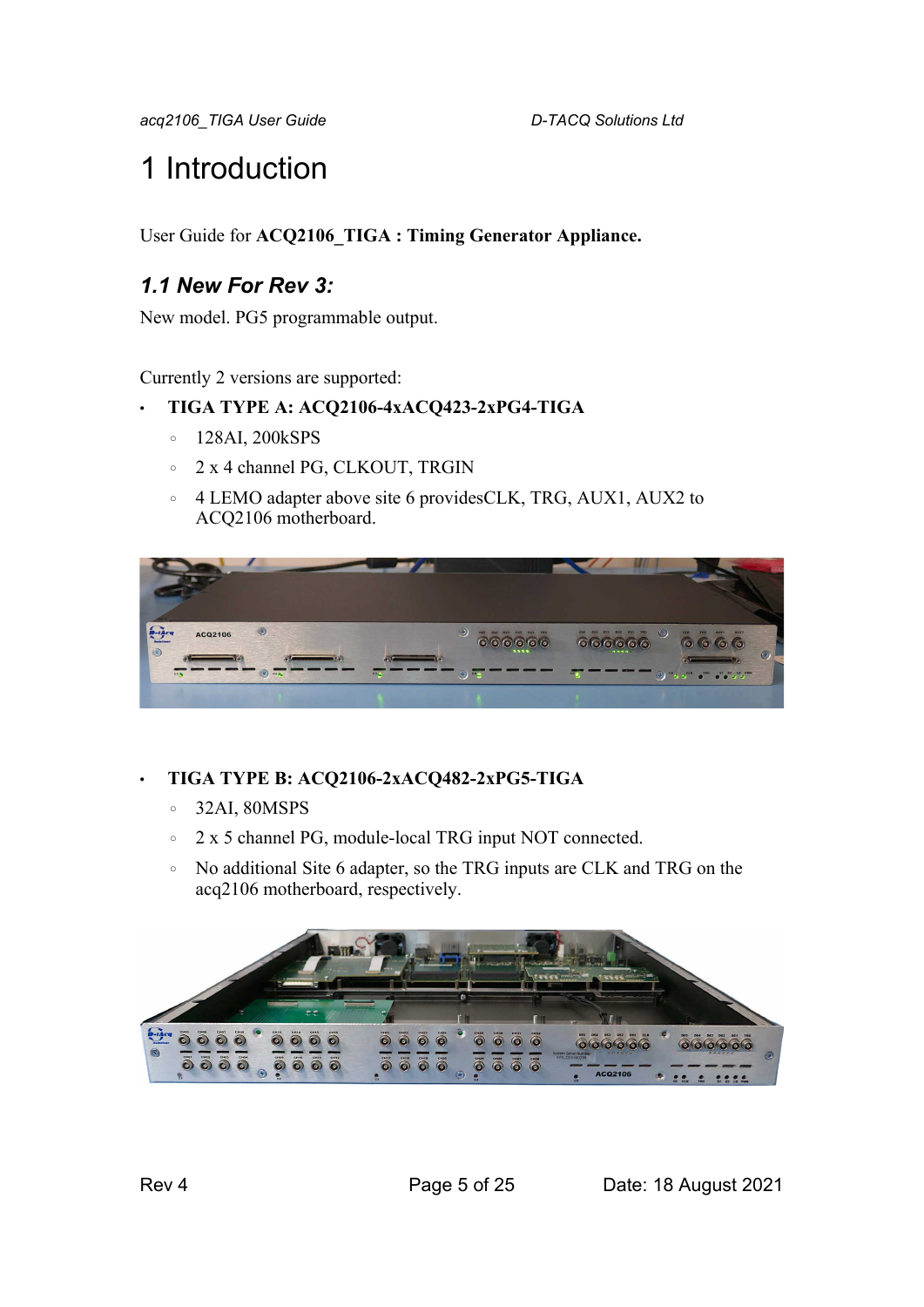# 1 Introduction

User Guide for **ACQ2106_TIGA : Timing Generator Appliance.**

## *1.1 New For Rev 3:*

New model. PG5 programmable output.

Currently 2 versions are supported:

- **TIGA TYPE A: ACQ2106-4xACQ423-2xPG4-TIGA**
  - 128AI, 200kSPS
  - 2 x 4 channel PG, CLKOUT, TRGIN
  - 4 LEMO adapter above site 6 providesCLK, TRG, AUX1, AUX2 to ACQ2106 motherboard.

- **TIGA TYPE B: ACQ2106-2xACQ482-2xPG5-TIGA**
  - 32AI, 80MSPS
  - 2 x 5 channel PG, module-local TRG input NOT connected.
  - No additional Site 6 adapter, so the TRG inputs are CLK and TRG on the acq2106 motherboard, respectively.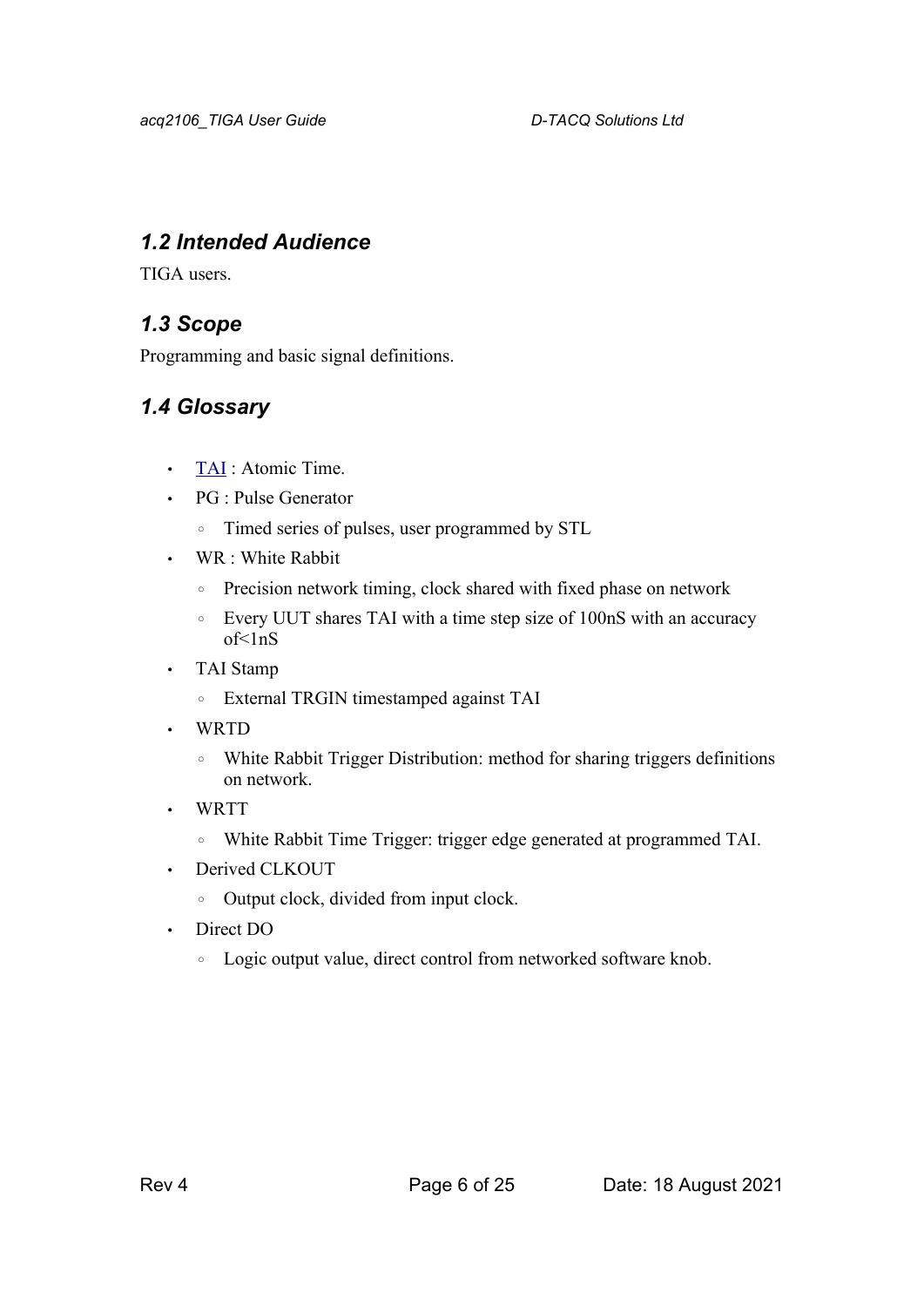## *1.2 Intended Audience*

TIGA users.

## *1.3 Scope*

Programming and basic signal definitions.

## *1.4 Glossary*

- TAI : Atomic Time.
- PG : Pulse Generator
  - Timed series of pulses, user programmed by STL
- WR : White Rabbit
  - Precision network timing, clock shared with fixed phase on network
  - Every UUT shares TAI with a time step size of 100nS with an accuracy of<1nS
- TAI Stamp
  - External TRGIN timestamped against TAI
- WRTD
  - White Rabbit Trigger Distribution: method for sharing triggers definitions on network.
- WRTT
  - White Rabbit Time Trigger: trigger edge generated at programmed TAI.
- Derived CLKOUT
  - Output clock, divided from input clock.
- Direct DO
  - Logic output value, direct control from networked software knob.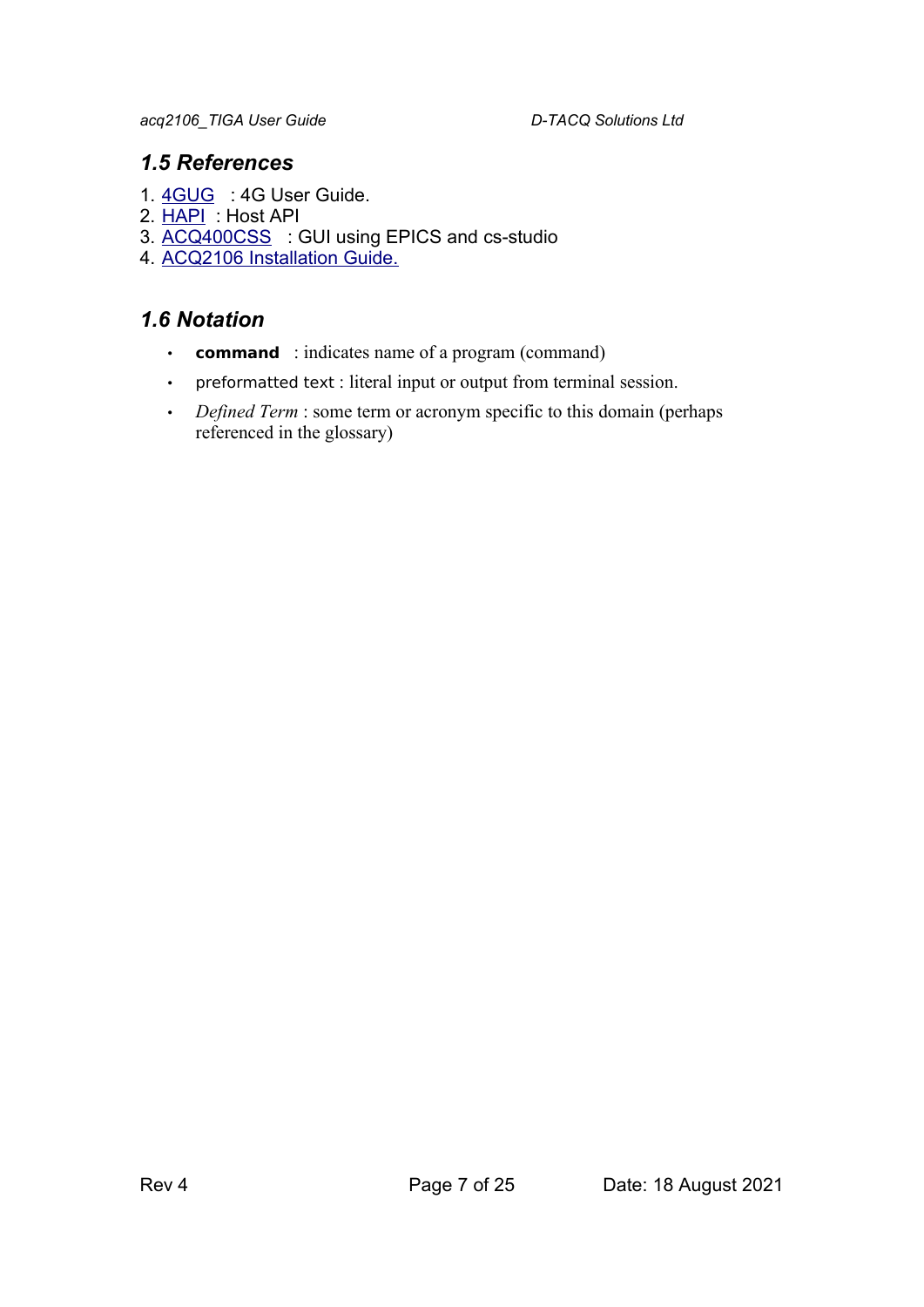## 1.5 References

1. 4GUG : 4G User Guide.
2. HAPI : Host API
3. ACQ400CSS : GUI using EPICS and cs-studio
4. ACQ2106 Installation Guide.

## 1.6 Notation

- **command** : indicates name of a program (command)
- `preformatted text` : literal input or output from terminal session.
- *Defined Term* : some term or acronym specific to this domain (perhaps referenced in the glossary)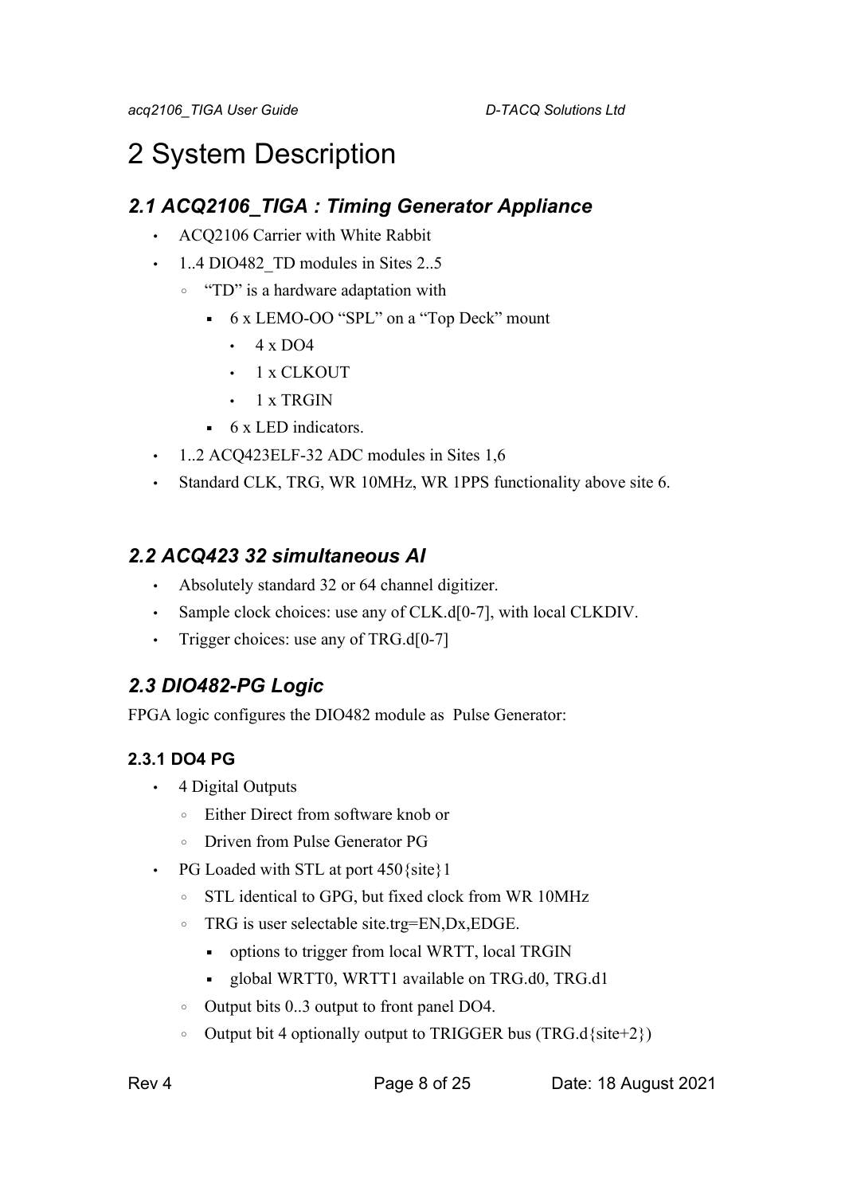# 2 System Description

## *2.1 ACQ2106_TIGA : Timing Generator Appliance*

- ACQ2106 Carrier with White Rabbit
- 1..4 DIO482_TD modules in Sites 2..5
  - “TD” is a hardware adaptation with
    - 6 x LEMO-OO “SPL” on a “Top Deck” mount
      - 4 x DO4
      - 1 x CLKOUT
      - 1 x TRGIN
    - 6 x LED indicators.
- 1..2 ACQ423ELF-32 ADC modules in Sites 1,6
- Standard CLK, TRG, WR 10MHz, WR 1PPS functionality above site 6.

## *2.2 ACQ423 32 simultaneous AI*

- Absolutely standard 32 or 64 channel digitizer.
- Sample clock choices: use any of CLK.d[0-7], with local CLKDIV.
- Trigger choices: use any of TRG.d[0-7]

## *2.3 DIO482-PG Logic*

FPGA logic configures the DIO482 module as Pulse Generator:

### 2.3.1 DO4 PG

- 4 Digital Outputs
  - Either Direct from software knob or
  - Driven from Pulse Generator PG
- PG Loaded with STL at port 450{site}1
  - STL identical to GPG, but fixed clock from WR 10MHz
  - TRG is user selectable site.trg=EN,Dx,EDGE.
    - options to trigger from local WRTT, local TRGIN
    - global WRTT0, WRTT1 available on TRG.d0, TRG.d1
  - Output bits 0..3 output to front panel DO4.
  - Output bit 4 optionally output to TRIGGER bus (TRG.d{site+2})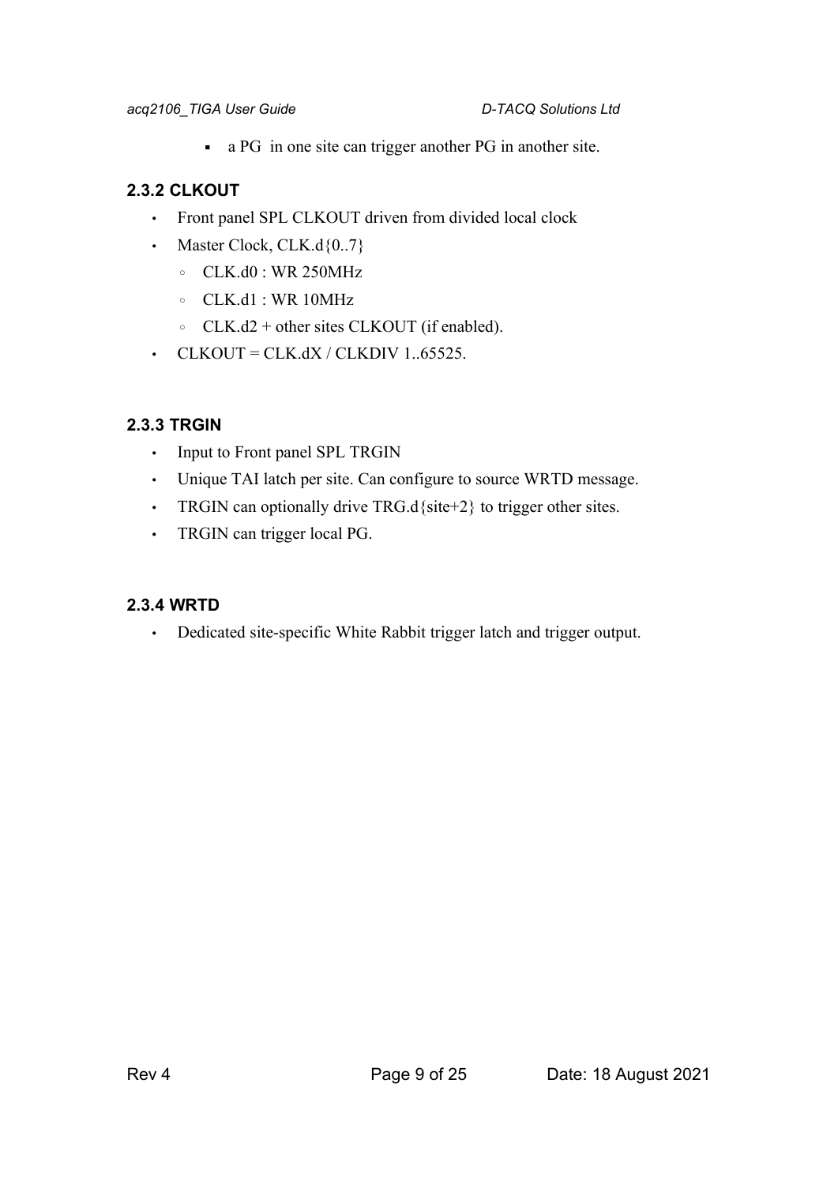- a PG in one site can trigger another PG in another site.

### 2.3.2 CLKOUT

- Front panel SPL CLKOUT driven from divided local clock
- Master Clock, CLK.d{0..7}
  - CLK.d0 : WR 250MHz
  - CLK.d1 : WR 10MHz
  - CLK.d2 + other sites CLKOUT (if enabled).
- CLKOUT = CLK.dX / CLKDIV 1..65525.

### 2.3.3 TRGIN

- Input to Front panel SPL TRGIN
- Unique TAI latch per site. Can configure to source WRTD message.
- TRGIN can optionally drive TRG.d{site+2} to trigger other sites.
- TRGIN can trigger local PG.

### 2.3.4 WRTD

- Dedicated site-specific White Rabbit trigger latch and trigger output.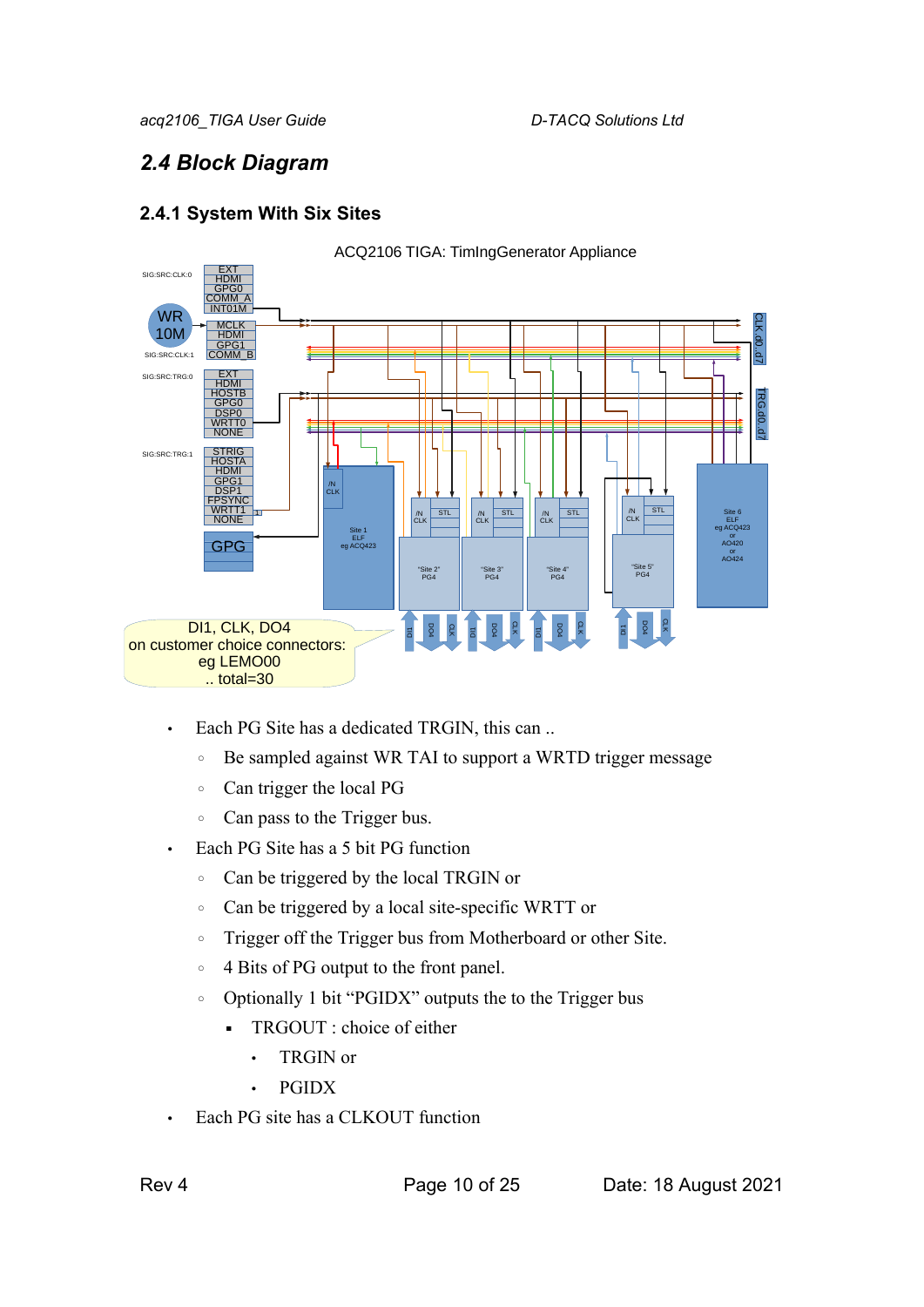## 2.4 Block Diagram

### 2.4.1 System With Six Sites

ACQ2106 TIGA: TimIngGenerator Appliance

DI1, CLK, DO4
on customer choice connectors:
eg LEMO00
.. total=30

- Each PG Site has a dedicated TRGIN, this can ..
  - Be sampled against WR TAI to support a WRTD trigger message
  - Can trigger the local PG
  - Can pass to the Trigger bus.
- Each PG Site has a 5 bit PG function
  - Can be triggered by the local TRGIN or
  - Can be triggered by a local site-specific WRTT or
  - Trigger off the Trigger bus from Motherboard or other Site.
  - 4 Bits of PG output to the front panel.
  - Optionally 1 bit "PGIDX" outputs the to the Trigger bus
    - TRGOUT : choice of either
      - TRGIN or
      - PGIDX
- Each PG site has a CLKOUT function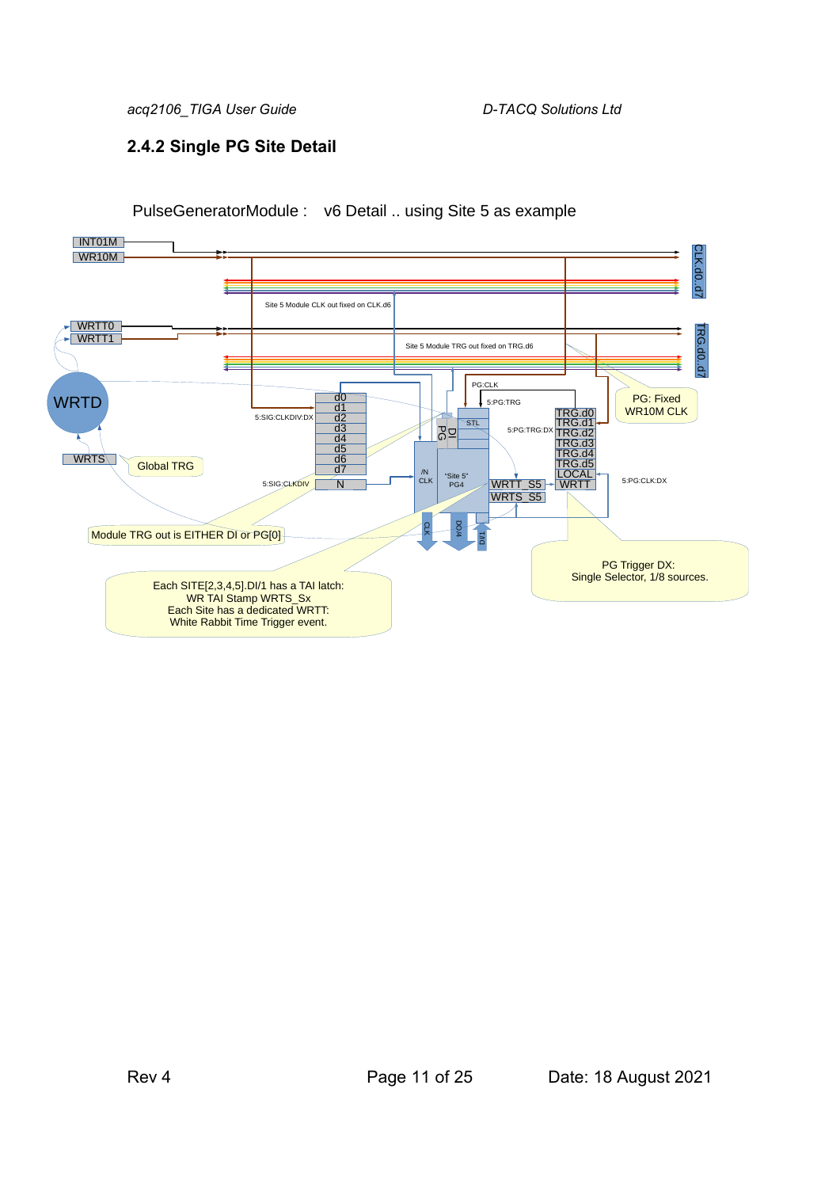## 2.4.2 Single PG Site Detail

PulseGeneratorModule : v6 Detail .. using Site 5 as example

INT01M
WR10M
CLK.d0..d7
Site 5 Module CLK out fixed on CLK.d6
WRTT0
WRTT1
TRG.d0..d7
Site 5 Module TRG out fixed on TRG.d6
WRTD
PG:CLK
5:PG:TRG
PG: Fixed WR10M CLK
5:SIG:CLKDIV:DX
d0
d1
d2
d3
d4
d5
d6
d7
DI
PG
STL
5:PG:TRG:DX
TRG.d0
TRG.d1
TRG.d2
TRG.d3
TRG.d4
TRG.d5
LOCAL
WRTT
WRTS
Global TRG
5:SIG:CLKDIV
N
/N
CLK
"Site 5"
PG4
WRTT_S5
WRTS_S5
5:PG:CLK:DX
Module TRG out is EITHER DI or PG[0]
CLK
DO4
DI4
PG Trigger DX:
Single Selector, 1/8 sources.

Each SITE[2,3,4,5].DI/1 has a TAI latch:
WR TAI Stamp WRTS_Sx
Each Site has a dedicated WRTT:
White Rabbit Time Trigger event.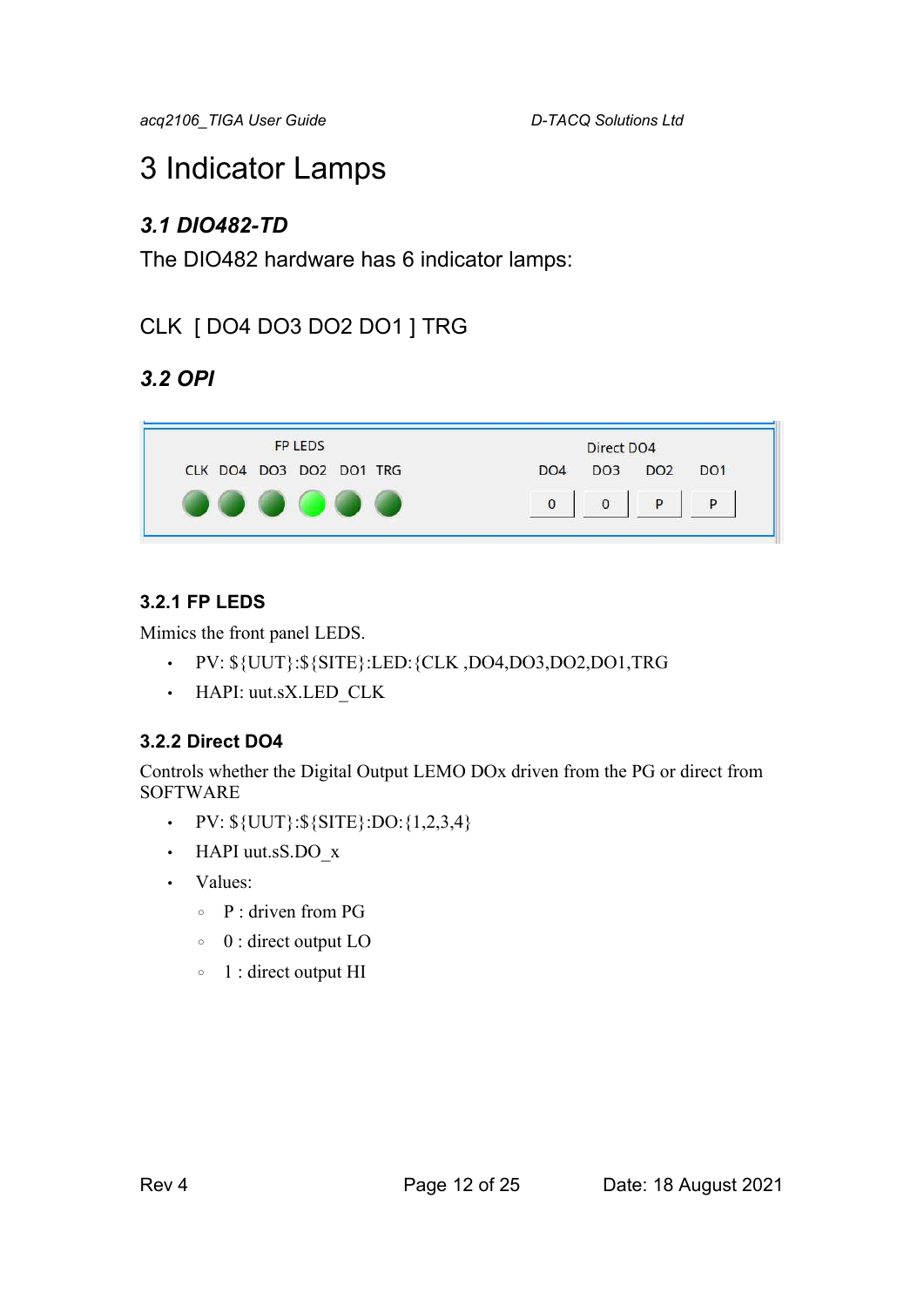# 3 Indicator Lamps

## *3.1 DIO482-TD*

The DIO482 hardware has 6 indicator lamps:

CLK  [ DO4 DO3 DO2 DO1 ] TRG

## *3.2 OPI*

### 3.2.1 FP LEDS

Mimics the front panel LEDS.

- PV: ${UUT}:${SITE}:LED:{CLK ,DO4,DO3,DO2,DO1,TRG
- HAPI: uut.sX.LED_CLK

### 3.2.2 Direct DO4

Controls whether the Digital Output LEMO DOx driven from the PG or direct from SOFTWARE

- PV: ${UUT}:${SITE}:DO:{1,2,3,4}
- HAPI uut.sS.DO_x
- Values:
  - P : driven from PG
  - 0 : direct output LO
  - 1 : direct output HI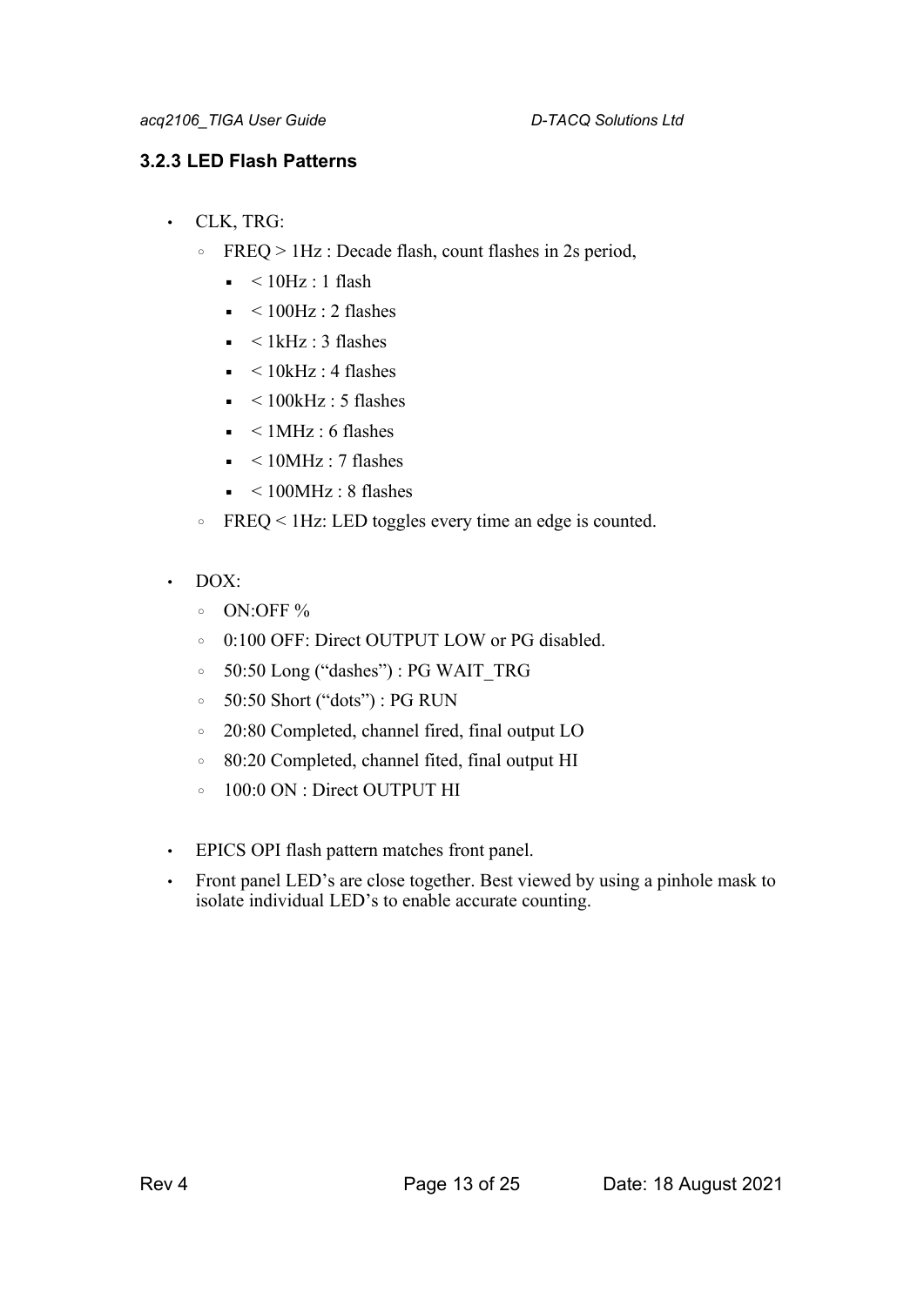### 3.2.3 LED Flash Patterns

- CLK, TRG:
  - FREQ > 1Hz : Decade flash, count flashes in 2s period,
    - < 10Hz : 1 flash
    - < 100Hz : 2 flashes
    - < 1kHz : 3 flashes
    - < 10kHz : 4 flashes
    - < 100kHz : 5 flashes
    - < 1MHz : 6 flashes
    - < 10MHz : 7 flashes
    - < 100MHz : 8 flashes
  - FREQ < 1Hz: LED toggles every time an edge is counted.

- DOX:
  - ON:OFF %
  - 0:100 OFF: Direct OUTPUT LOW or PG disabled.
  - 50:50 Long (“dashes”) : PG WAIT_TRG
  - 50:50 Short (“dots”) : PG RUN
  - 20:80 Completed, channel fired, final output LO
  - 80:20 Completed, channel fited, final output HI
  - 100:0 ON : Direct OUTPUT HI

- EPICS OPI flash pattern matches front panel.
- Front panel LED’s are close together. Best viewed by using a pinhole mask to isolate individual LED’s to enable accurate counting.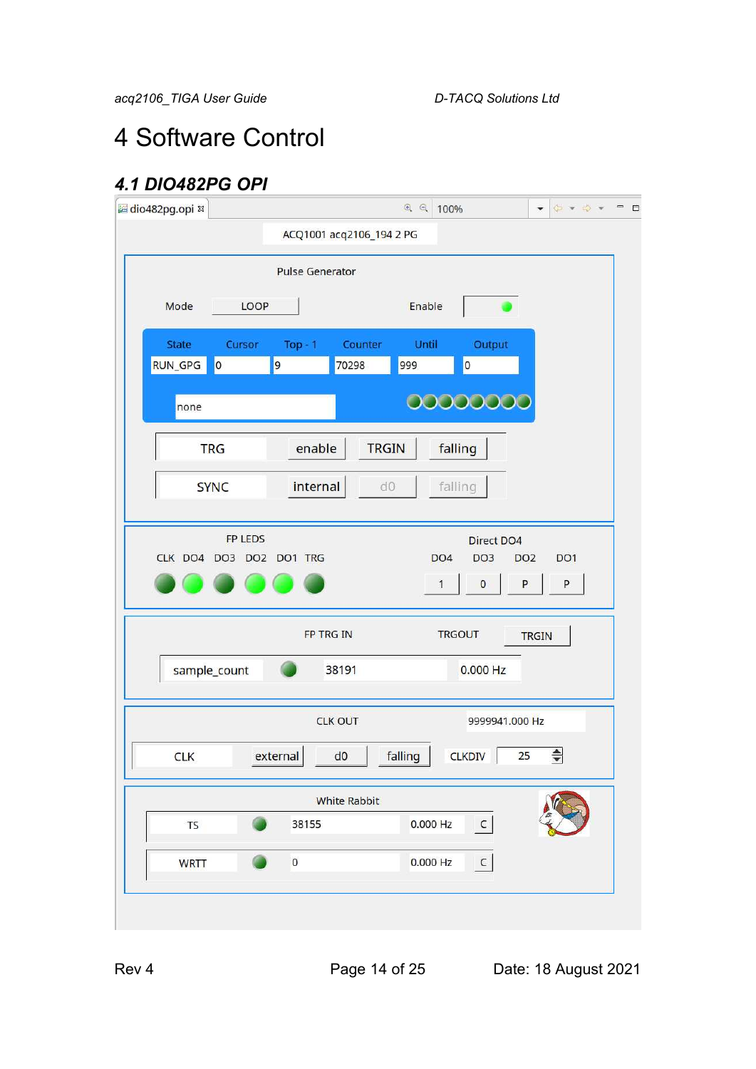# 4 Software Control

## 4.1 DIO482PG OPI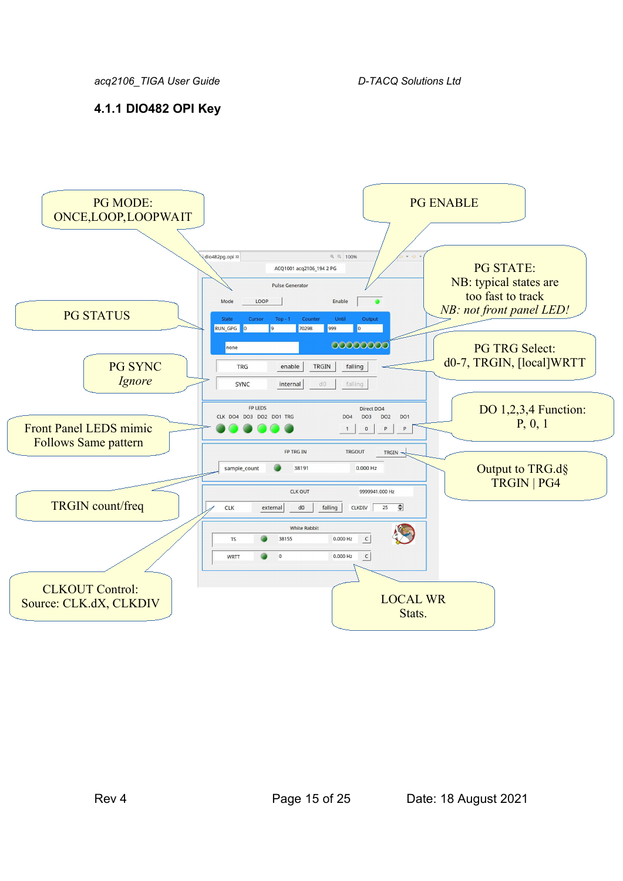### 4.1.1 DIO482 OPI Key

PG MODE: ONCE,LOOP,LOOPWAIT

PG ENABLE

PG STATE: NB: typical states are too fast to track *NB: not front panel LED!*

PG STATUS

PG TRG Select: d0-7, TRGIN, [local]WRTT

PG SYNC *Ignore*

DO 1,2,3,4 Function: P, 0, 1

Front Panel LEDS mimic Follows Same pattern

Output to TRG.d§ TRGIN | PG4

TRGIN count/freq

CLKOUT Control: Source: CLK.dX, CLKDIV

LOCAL WR Stats.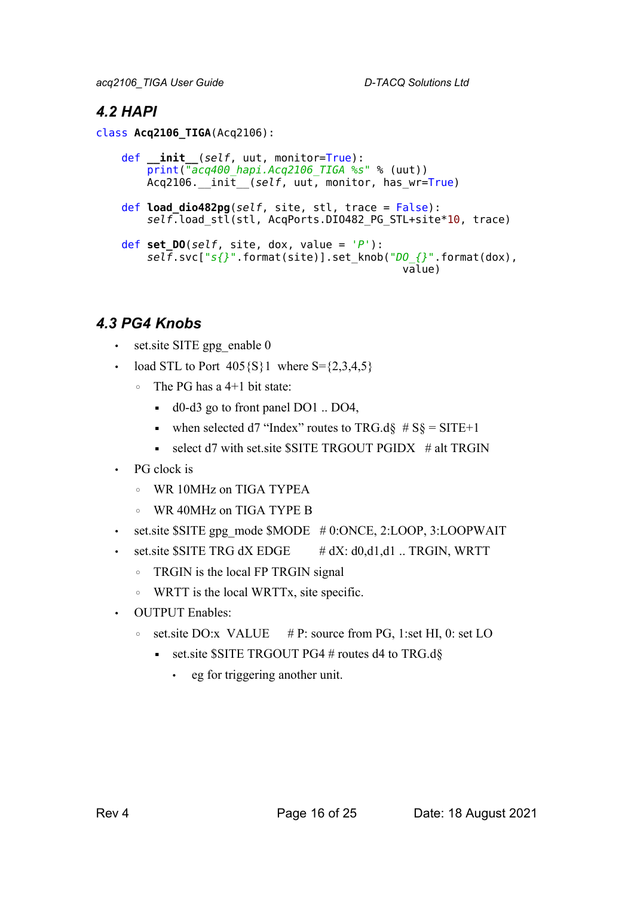## 4.2 HAPI

```
class Acq2106_TIGA(Acq2106):

    def __init__(self, uut, monitor=True):
        print("acq400_hapi.Acq2106_TIGA %s" % (uut))
        Acq2106.__init__(self, uut, monitor, has_wr=True)

    def load_dio482pg(self, site, stl, trace = False):
        self.load_stl(stl, AcqPorts.DIO482_PG_STL+site*10, trace)

    def set_DO(self, site, dox, value = 'P'):
        self.svc["s{}".format(site)].set_knob("DO_{}".format(dox),
                                              value)
```

## 4.3 PG4 Knobs

- set.site SITE gpg_enable 0
- load STL to Port 405{S}1 where S={2,3,4,5}
  - The PG has a 4+1 bit state:
    - d0-d3 go to front panel DO1 .. DO4,
    - when selected d7 "Index" routes to TRG.d§ # S§ = SITE+1
    - select d7 with set.site $SITE TRGOUT PGIDX # alt TRGIN
- PG clock is
  - WR 10MHz on TIGA TYPEA
  - WR 40MHz on TIGA TYPE B
- set.site $SITE gpg_mode $MODE # 0:ONCE, 2:LOOP, 3:LOOPWAIT
- set.site $SITE TRG dX EDGE # dX: d0,d1,d1 .. TRGIN, WRTT
  - TRGIN is the local FP TRGIN signal
  - WRTT is the local WRTTx, site specific.
- OUTPUT Enables:
  - set.site DO:x VALUE # P: source from PG, 1:set HI, 0: set LO
    - set.site $SITE TRGOUT PG4 # routes d4 to TRG.d§
      - eg for triggering another unit.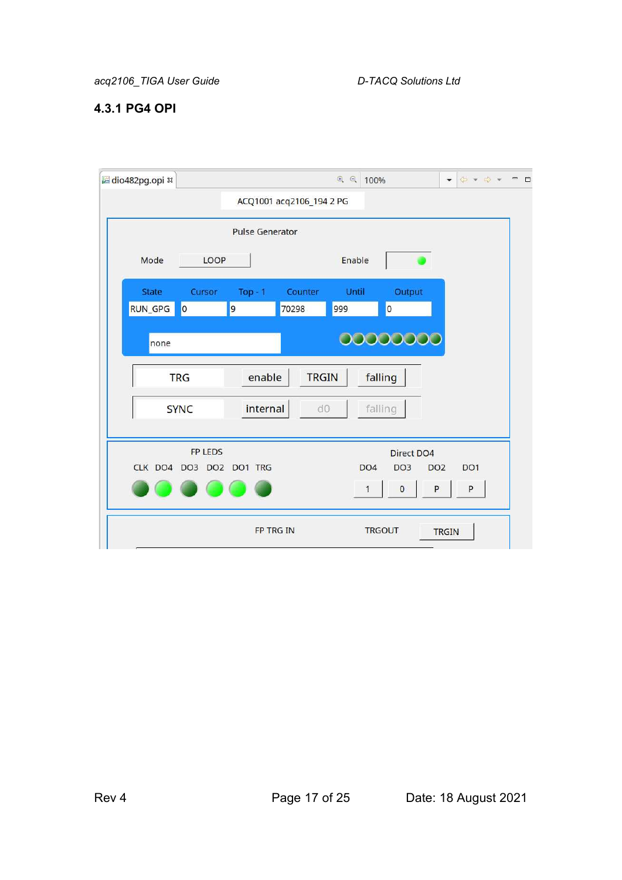### 4.3.1 PG4 OPI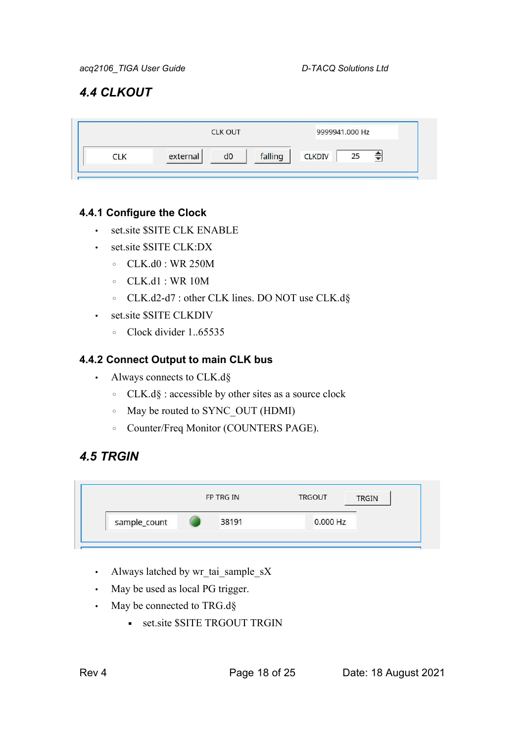## 4.4 CLKOUT

CLK OUT 9999941.000 Hz

CLK external d0 falling CLKDIV 25

### 4.4.1 Configure the Clock

- set.site $SITE CLK ENABLE
- set.site $SITE CLK:DX
  - CLK.d0 : WR 250M
  - CLK.d1 : WR 10M
  - CLK.d2-d7 : other CLK lines. DO NOT use CLK.d§
- set.site $SITE CLKDIV
  - Clock divider 1..65535

### 4.4.2 Connect Output to main CLK bus

- Always connects to CLK.d§
  - CLK.d§ : accessible by other sites as a source clock
  - May be routed to SYNC_OUT (HDMI)
  - Counter/Freq Monitor (COUNTERS PAGE).

## 4.5 TRGIN

FP TRG IN TRGOUT TRGIN

sample_count 38191 0.000 Hz

- Always latched by wr_tai_sample_sX
- May be used as local PG trigger.
- May be connected to TRG.d§
  - set.site $SITE TRGOUT TRGIN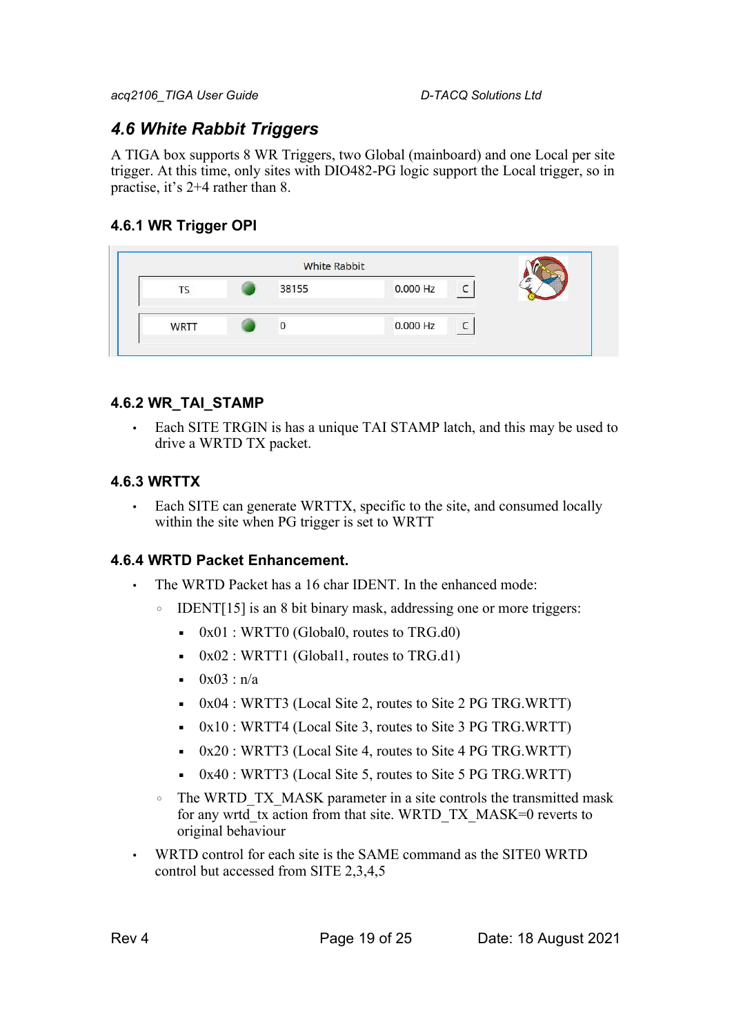## 4.6 White Rabbit Triggers

A TIGA box supports 8 WR Triggers, two Global (mainboard) and one Local per site trigger. At this time, only sites with DIO482-PG logic support the Local trigger, so in practise, it's 2+4 rather than 8.

### 4.6.1 WR Trigger OPI

| White Rabbit | | | | |
|---|---|---|---|---|
| TS | ● | 38155 | 0.000 Hz | C |
| WRTT | ● | 0 | 0.000 Hz | C |

### 4.6.2 WR_TAI_STAMP

- Each SITE TRGIN is has a unique TAI STAMP latch, and this may be used to drive a WRTD TX packet.

### 4.6.3 WRTTX

- Each SITE can generate WRTTX, specific to the site, and consumed locally within the site when PG trigger is set to WRTT

### 4.6.4 WRTD Packet Enhancement.

- The WRTD Packet has a 16 char IDENT. In the enhanced mode:
  - IDENT[15] is an 8 bit binary mask, addressing one or more triggers:
    - 0x01 : WRTT0 (Global0, routes to TRG.d0)
    - 0x02 : WRTT1 (Global1, routes to TRG.d1)
    - 0x03 : n/a
    - 0x04 : WRTT3 (Local Site 2, routes to Site 2 PG TRG.WRTT)
    - 0x10 : WRTT4 (Local Site 3, routes to Site 3 PG TRG.WRTT)
    - 0x20 : WRTT3 (Local Site 4, routes to Site 4 PG TRG.WRTT)
    - 0x40 : WRTT3 (Local Site 5, routes to Site 5 PG TRG.WRTT)
  - The WRTD_TX_MASK parameter in a site controls the transmitted mask for any wrtd_tx action from that site. WRTD_TX_MASK=0 reverts to original behaviour
- WRTD control for each site is the SAME command as the SITE0 WRTD control but accessed from SITE 2,3,4,5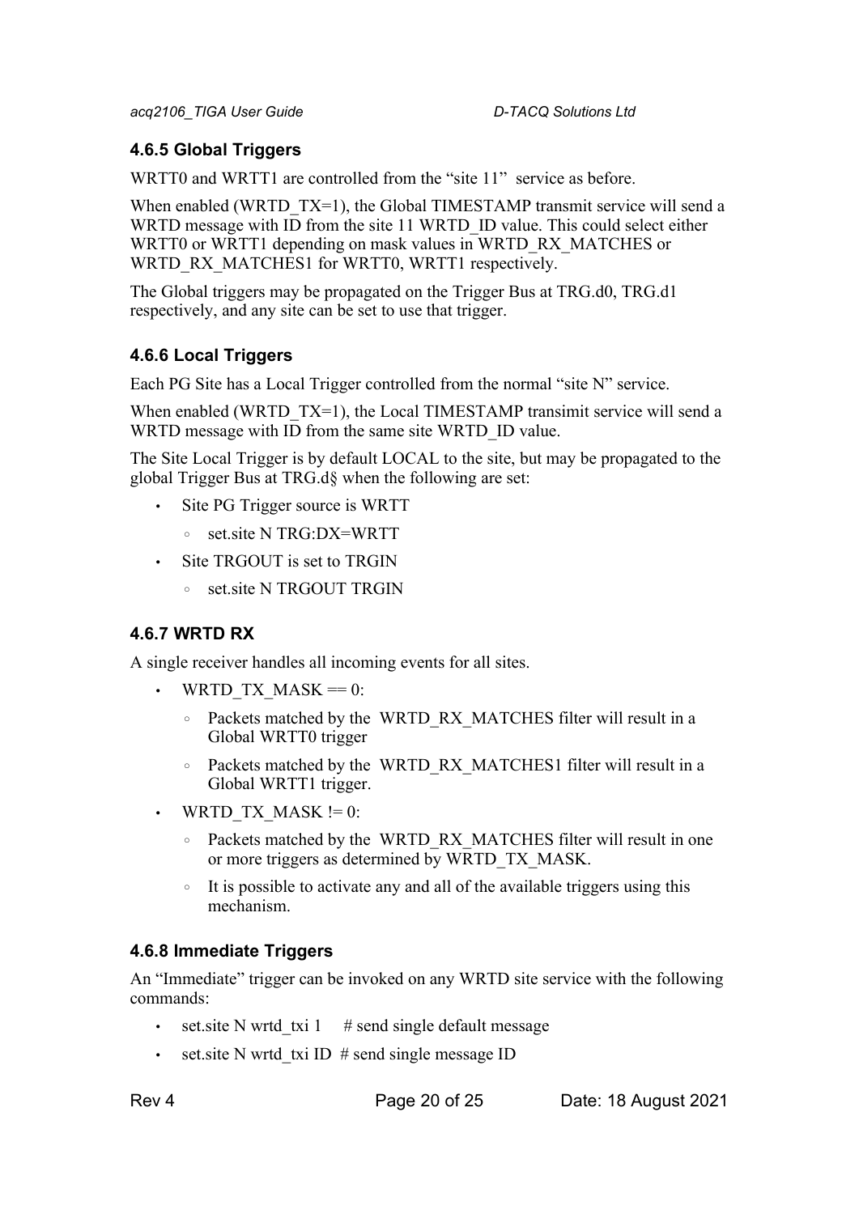### 4.6.5 Global Triggers

WRTT0 and WRTT1 are controlled from the “site 11” service as before.

When enabled (WRTD_TX=1), the Global TIMESTAMP transmit service will send a WRTD message with ID from the site 11 WRTD_ID value. This could select either WRTT0 or WRTT1 depending on mask values in WRTD_RX_MATCHES or WRTD_RX_MATCHES1 for WRTT0, WRTT1 respectively.

The Global triggers may be propagated on the Trigger Bus at TRG.d0, TRG.d1 respectively, and any site can be set to use that trigger.

### 4.6.6 Local Triggers

Each PG Site has a Local Trigger controlled from the normal “site N” service.

When enabled (WRTD_TX=1), the Local TIMESTAMP transimit service will send a WRTD message with ID from the same site WRTD_ID value.

The Site Local Trigger is by default LOCAL to the site, but may be propagated to the global Trigger Bus at TRG.d§ when the following are set:

- Site PG Trigger source is WRTT
  - set.site N TRG:DX=WRTT
- Site TRGOUT is set to TRGIN
  - set.site N TRGOUT TRGIN

### 4.6.7 WRTD RX

A single receiver handles all incoming events for all sites.

- WRTD_TX_MASK == 0:
  - Packets matched by the WRTD_RX_MATCHES filter will result in a Global WRTT0 trigger
  - Packets matched by the WRTD_RX_MATCHES1 filter will result in a Global WRTT1 trigger.
- WRTD_TX_MASK != 0:
  - Packets matched by the WRTD_RX_MATCHES filter will result in one or more triggers as determined by WRTD_TX_MASK.
  - It is possible to activate any and all of the available triggers using this mechanism.

### 4.6.8 Immediate Triggers

An “Immediate” trigger can be invoked on any WRTD site service with the following commands:

- set.site N wrtd_txi 1 # send single default message
- set.site N wrtd_txi ID # send single message ID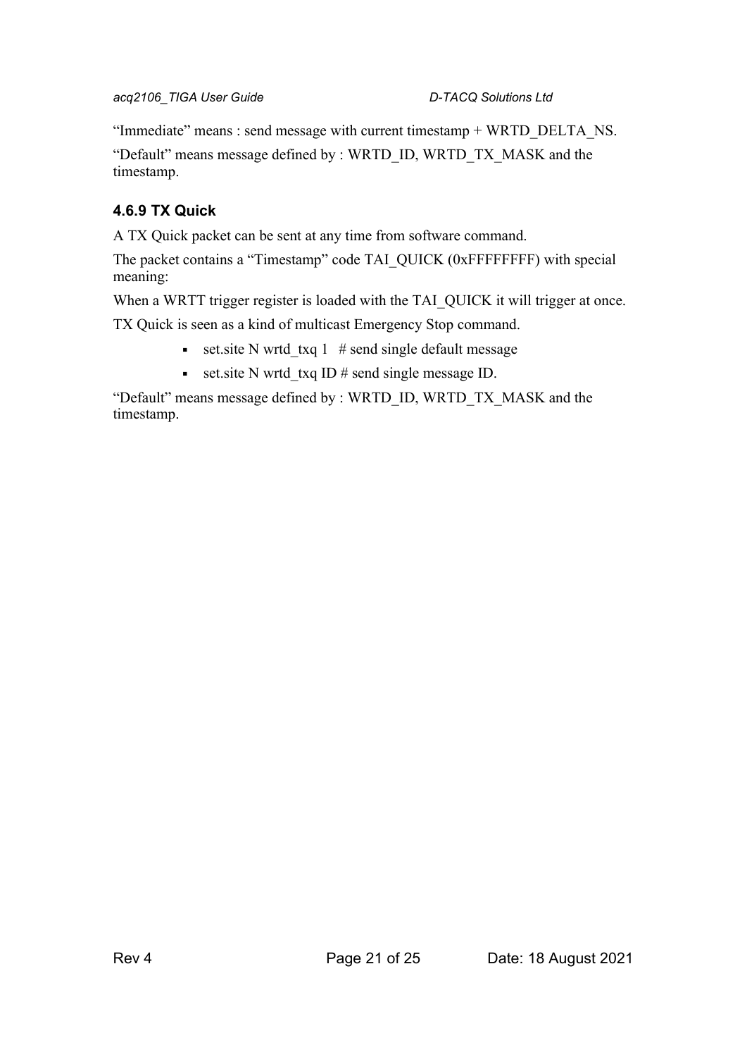“Immediate” means : send message with current timestamp + WRTD_DELTA_NS.

“Default” means message defined by : WRTD_ID, WRTD_TX_MASK and the timestamp.

### 4.6.9 TX Quick

A TX Quick packet can be sent at any time from software command.

The packet contains a “Timestamp” code TAI_QUICK (0xFFFFFFFF) with special meaning:

When a WRTT trigger register is loaded with the TAI_QUICK it will trigger at once.

TX Quick is seen as a kind of multicast Emergency Stop command.

- set.site N wrtd_txq 1   # send single default message
- set.site N wrtd_txq ID # send single message ID.

“Default” means message defined by : WRTD_ID, WRTD_TX_MASK and the timestamp.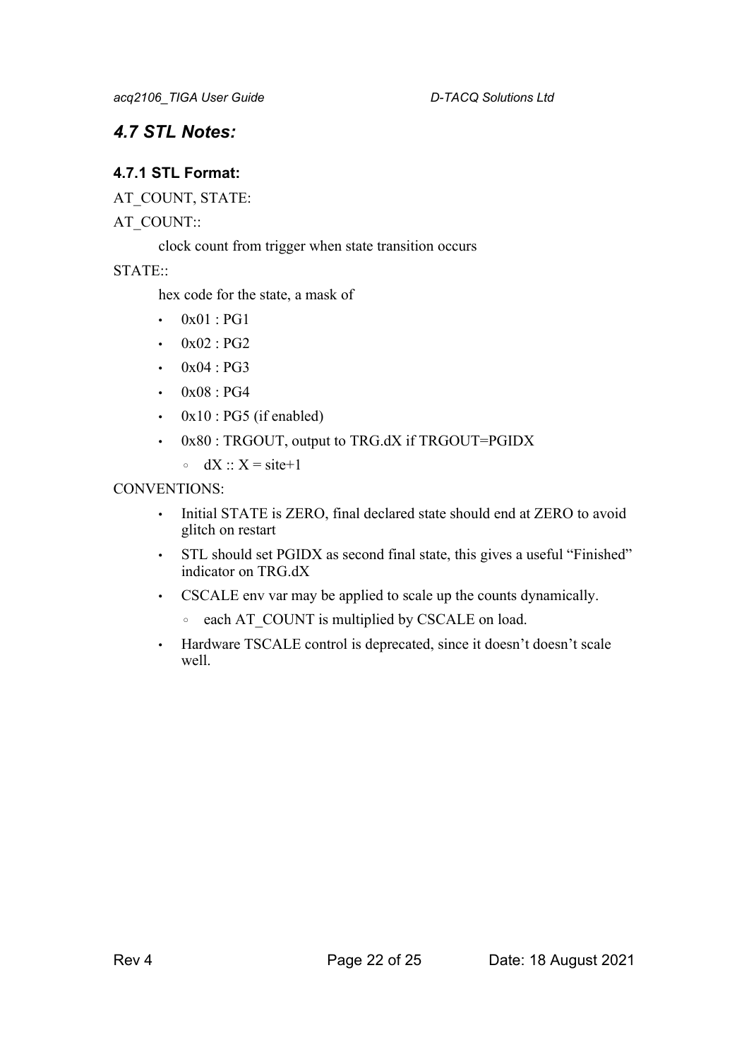## *4.7 STL Notes:*

### 4.7.1 STL Format:

AT_COUNT, STATE:

AT_COUNT::

clock count from trigger when state transition occurs

STATE::

hex code for the state, a mask of

- 0x01 : PG1
- 0x02 : PG2
- 0x04 : PG3
- 0x08 : PG4
- 0x10 : PG5 (if enabled)
- 0x80 : TRGOUT, output to TRG.dX if TRGOUT=PGIDX
  - dX :: X = site+1

CONVENTIONS:

- Initial STATE is ZERO, final declared state should end at ZERO to avoid glitch on restart
- STL should set PGIDX as second final state, this gives a useful "Finished" indicator on TRG.dX
- CSCALE env var may be applied to scale up the counts dynamically.
  - each AT_COUNT is multiplied by CSCALE on load.
- Hardware TSCALE control is deprecated, since it doesn't doesn't scale well.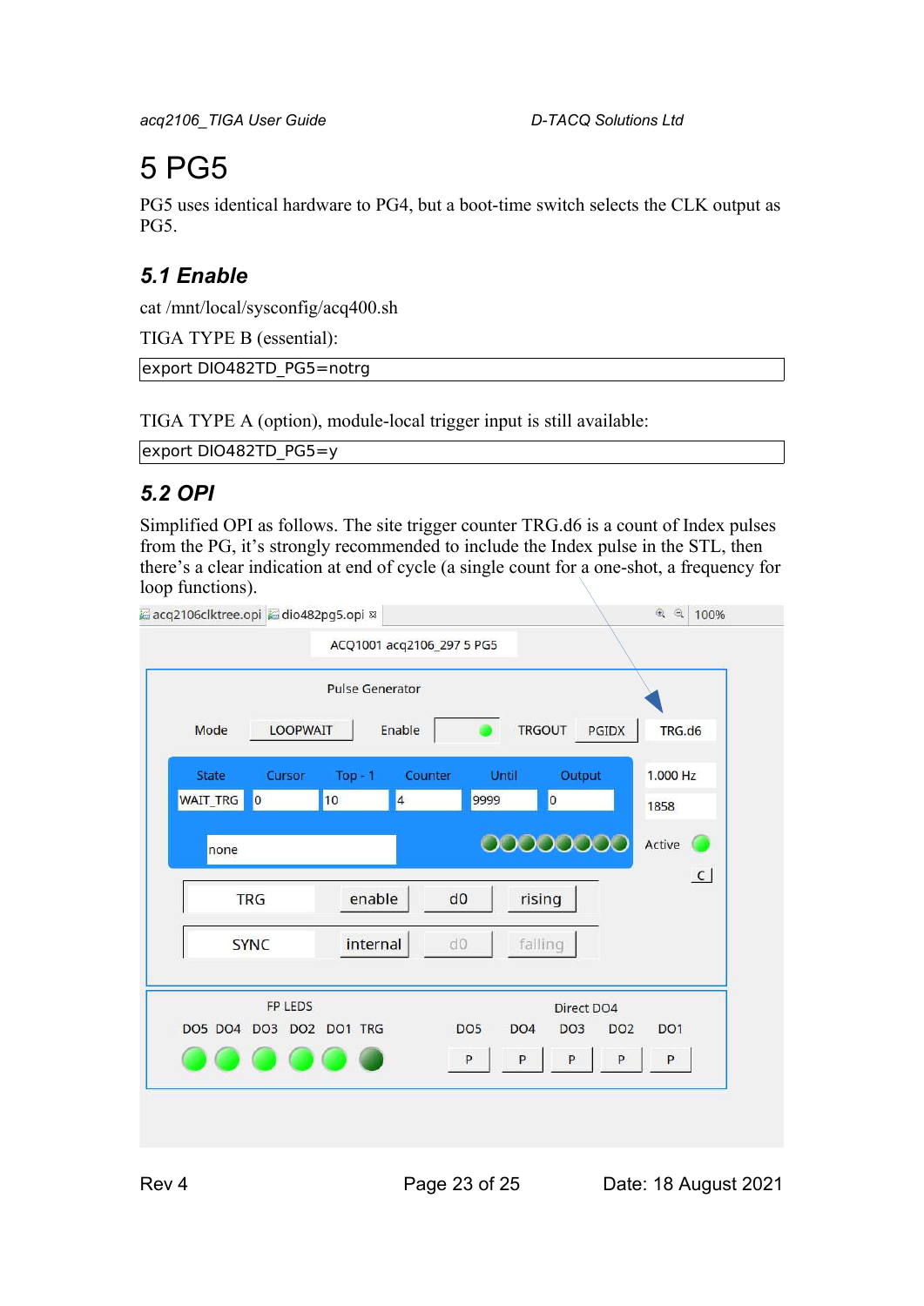# 5 PG5

PG5 uses identical hardware to PG4, but a boot-time switch selects the CLK output as PG5.

## 5.1 Enable

cat /mnt/local/sysconfig/acq400.sh

TIGA TYPE B (essential):

```
export DIO482TD_PG5=notrg
```

TIGA TYPE A (option), module-local trigger input is still available:

```
export DIO482TD_PG5=y
```

## 5.2 OPI

Simplified OPI as follows. The site trigger counter TRG.d6 is a count of Index pulses from the PG, it's strongly recommended to include the Index pulse in the STL, then there's a clear indication at end of cycle (a single count for a one-shot, a frequency for loop functions).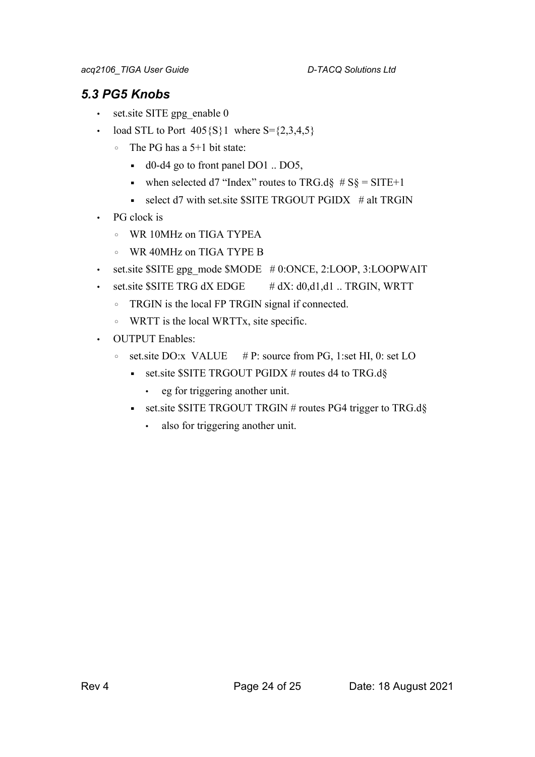## *5.3 PG5 Knobs*

- set.site SITE gpg_enable 0
- load STL to Port 405{S}1 where S={2,3,4,5}
    - The PG has a 5+1 bit state:
        - d0-d4 go to front panel DO1 .. DO5,
        - when selected d7 “Index” routes to TRG.d§ # S§ = SITE+1
        - select d7 with set.site $SITE TRGOUT PGIDX # alt TRGIN
- PG clock is
    - WR 10MHz on TIGA TYPEA
    - WR 40MHz on TIGA TYPE B
- set.site $SITE gpg_mode $MODE # 0:ONCE, 2:LOOP, 3:LOOPWAIT
- set.site $SITE TRG dX EDGE # dX: d0,d1,d1 .. TRGIN, WRTT
    - TRGIN is the local FP TRGIN signal if connected.
    - WRTT is the local WRTTx, site specific.
- OUTPUT Enables:
    - set.site DO:x VALUE # P: source from PG, 1:set HI, 0: set LO
        - set.site $SITE TRGOUT PGIDX # routes d4 to TRG.d§
            - eg for triggering another unit.
        - set.site $SITE TRGOUT TRGIN # routes PG4 trigger to TRG.d§
            - also for triggering another unit.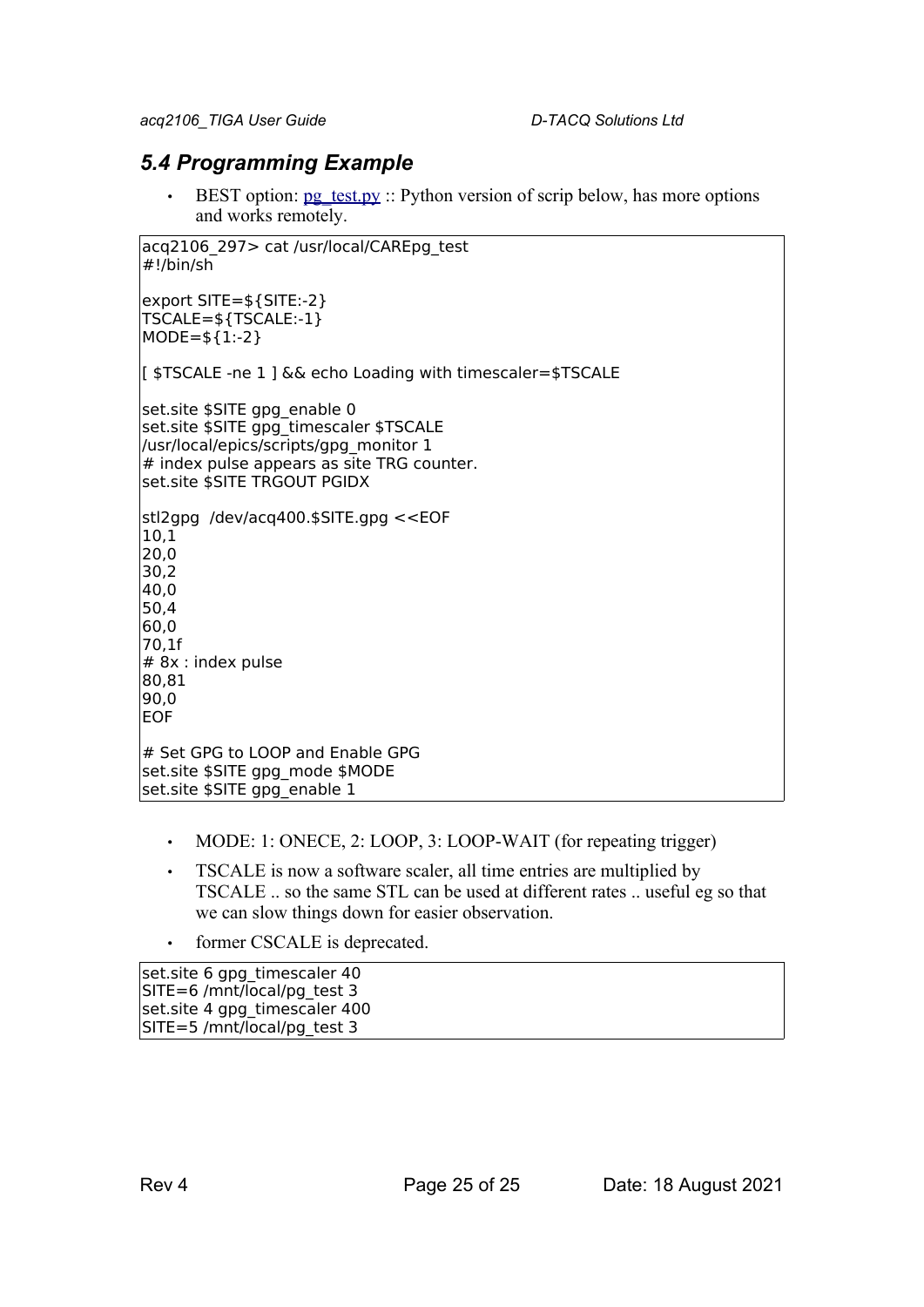## *5.4 Programming Example*

- BEST option: pg_test.py :: Python version of scrip below, has more options and works remotely.

```
acq2106_297> cat /usr/local/CAREpg_test
#!/bin/sh

export SITE=${SITE:-2}
TSCALE=${TSCALE:-1}
MODE=${1:-2}

[ $TSCALE -ne 1 ] && echo Loading with timescaler=$TSCALE

set.site $SITE gpg_enable 0
set.site $SITE gpg_timescaler $TSCALE
/usr/local/epics/scripts/gpg_monitor 1
# index pulse appears as site TRG counter.
set.site $SITE TRGOUT PGIDX

stl2gpg  /dev/acq400.$SITE.gpg <<EOF
10,1
20,0
30,2
40,0
50,4
60,0
70,1f
# 8x : index pulse
80,81
90,0
EOF

# Set GPG to LOOP and Enable GPG
set.site $SITE gpg_mode $MODE
set.site $SITE gpg_enable 1
```

- MODE: 1: ONECE, 2: LOOP, 3: LOOP-WAIT (for repeating trigger)
- TSCALE is now a software scaler, all time entries are multiplied by TSCALE .. so the same STL can be used at different rates .. useful eg so that we can slow things down for easier observation.
- former CSCALE is deprecated.

```
set.site 6 gpg_timescaler 40
SITE=6 /mnt/local/pg_test 3
set.site 4 gpg_timescaler 400
SITE=5 /mnt/local/pg_test 3
```